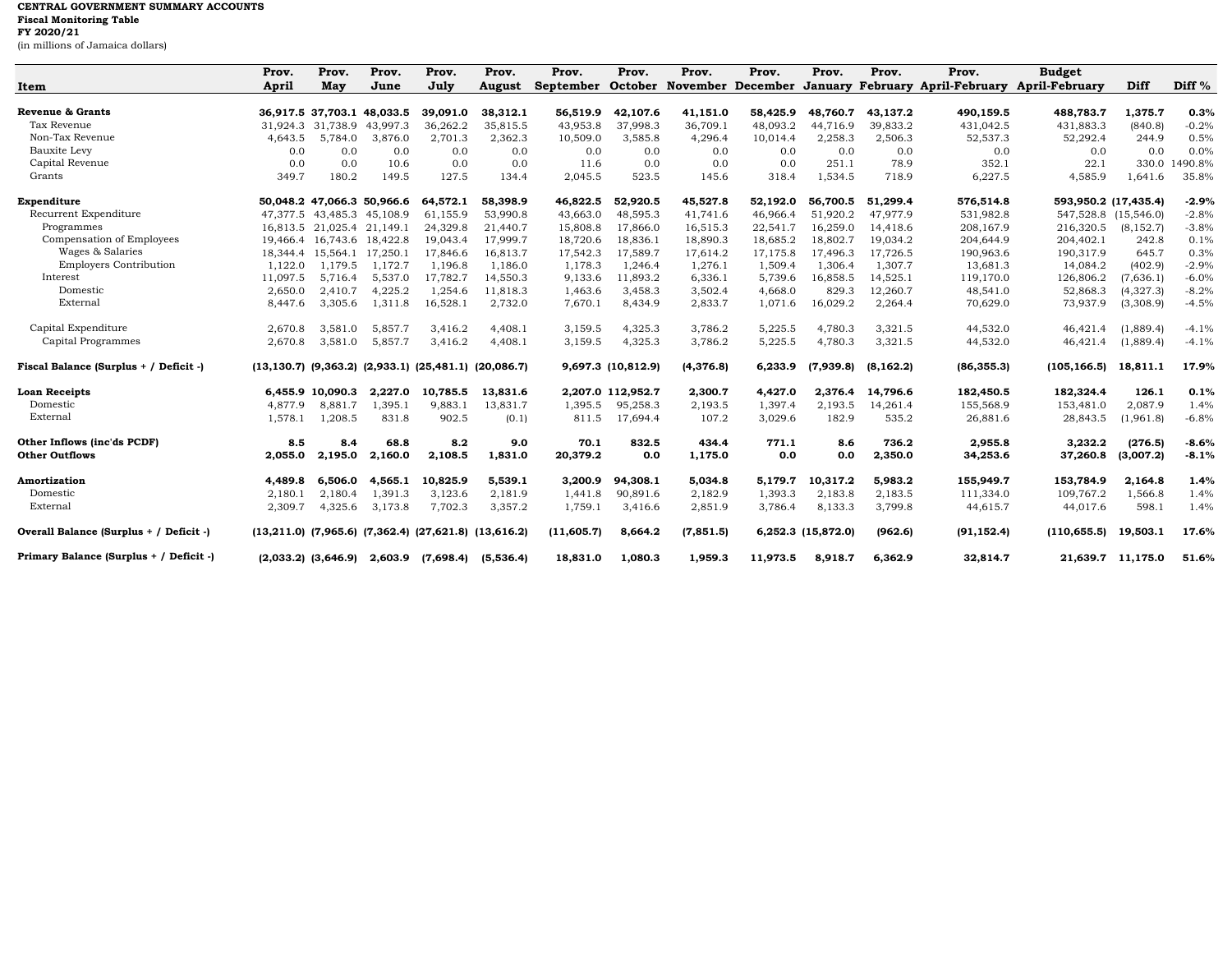**CENTRAL GOVERNMENT SUMMARY ACCOUNTS**
**Fiscal Monitoring Table**
**FY 2020/21**
(in millions of Jamaica dollars)

| Item | Prov. April | Prov. May | Prov. June | Prov. July | Prov. August | Prov. September | Prov. October | Prov. November | Prov. December | Prov. January | Prov. February | Prov. April-February | Budget April-February | Diff | Diff % |
|---|---|---|---|---|---|---|---|---|---|---|---|---|---|---|---|
| **Revenue & Grants** | **36,917.5** | **37,703.1** | **48,033.5** | **39,091.0** | **38,312.1** | **56,519.9** | **42,107.6** | **41,151.0** | **58,425.9** | **48,760.7** | **43,137.2** | **490,159.5** | **488,783.7** | **1,375.7** | **0.3%** |
| Tax Revenue | 31,924.3 | 31,738.9 | 43,997.3 | 36,262.2 | 35,815.5 | 43,953.8 | 37,998.3 | 36,709.1 | 48,093.2 | 44,716.9 | 39,833.2 | 431,042.5 | 431,883.3 | (840.8) | -0.2% |
| Non-Tax Revenue | 4,643.5 | 5,784.0 | 3,876.0 | 2,701.3 | 2,362.3 | 10,509.0 | 3,585.8 | 4,296.4 | 10,014.4 | 2,258.3 | 2,506.3 | 52,537.3 | 52,292.4 | 244.9 | 0.5% |
| Bauxite Levy | 0.0 | 0.0 | 0.0 | 0.0 | 0.0 | 0.0 | 0.0 | 0.0 | 0.0 | 0.0 | 0.0 | 0.0 | 0.0 | 0.0 | 0.0% |
| Capital Revenue | 0.0 | 0.0 | 10.6 | 0.0 | 0.0 | 11.6 | 0.0 | 0.0 | 0.0 | 251.1 | 78.9 | 352.1 | 22.1 | 330.0 | 1490.8% |
| Grants | 349.7 | 180.2 | 149.5 | 127.5 | 134.4 | 2,045.5 | 523.5 | 145.6 | 318.4 | 1,534.5 | 718.9 | 6,227.5 | 4,585.9 | 1,641.6 | 35.8% |
| **Expenditure** | **50,048.2** | **47,066.3** | **50,966.6** | **64,572.1** | **58,398.9** | **46,822.5** | **52,920.5** | **45,527.8** | **52,192.0** | **56,700.5** | **51,299.4** | **576,514.8** | **593,950.2** | **(17,435.4)** | **-2.9%** |
| Recurrent Expenditure | 47,377.5 | 43,485.3 | 45,108.9 | 61,155.9 | 53,990.8 | 43,663.0 | 48,595.3 | 41,741.6 | 46,966.4 | 51,920.2 | 47,977.9 | 531,982.8 | 547,528.8 | (15,546.0) | -2.8% |
| Programmes | 16,813.5 | 21,025.4 | 21,149.1 | 24,329.8 | 21,440.7 | 15,808.8 | 17,866.0 | 16,515.3 | 22,541.7 | 16,259.0 | 14,418.6 | 208,167.9 | 216,320.5 | (8,152.7) | -3.8% |
| Compensation of Employees | 19,466.4 | 16,743.6 | 18,422.8 | 19,043.4 | 17,999.7 | 18,720.6 | 18,836.1 | 18,890.3 | 18,685.2 | 18,802.7 | 19,034.2 | 204,644.9 | 204,402.1 | 242.8 | 0.1% |
| Wages & Salaries | 18,344.4 | 15,564.1 | 17,250.1 | 17,846.6 | 16,813.7 | 17,542.3 | 17,589.7 | 17,614.2 | 17,175.8 | 17,496.3 | 17,726.5 | 190,963.6 | 190,317.9 | 645.7 | 0.3% |
| Employers Contribution | 1,122.0 | 1,179.5 | 1,172.7 | 1,196.8 | 1,186.0 | 1,178.3 | 1,246.4 | 1,276.1 | 1,509.4 | 1,306.4 | 1,307.7 | 13,681.3 | 14,084.2 | (402.9) | -2.9% |
| Interest | 11,097.5 | 5,716.4 | 5,537.0 | 17,782.7 | 14,550.3 | 9,133.6 | 11,893.2 | 6,336.1 | 5,739.6 | 16,858.5 | 14,525.1 | 119,170.0 | 126,806.2 | (7,636.1) | -6.0% |
| Domestic | 2,650.0 | 2,410.7 | 4,225.2 | 1,254.6 | 11,818.3 | 1,463.6 | 3,458.3 | 3,502.4 | 4,668.0 | 829.3 | 12,260.7 | 48,541.0 | 52,868.3 | (4,327.3) | -8.2% |
| External | 8,447.6 | 3,305.6 | 1,311.8 | 16,528.1 | 2,732.0 | 7,670.1 | 8,434.9 | 2,833.7 | 1,071.6 | 16,029.2 | 2,264.4 | 70,629.0 | 73,937.9 | (3,308.9) | -4.5% |
| Capital Expenditure | 2,670.8 | 3,581.0 | 5,857.7 | 3,416.2 | 4,408.1 | 3,159.5 | 4,325.3 | 3,786.2 | 5,225.5 | 4,780.3 | 3,321.5 | 44,532.0 | 46,421.4 | (1,889.4) | -4.1% |
| Capital Programmes | 2,670.8 | 3,581.0 | 5,857.7 | 3,416.2 | 4,408.1 | 3,159.5 | 4,325.3 | 3,786.2 | 5,225.5 | 4,780.3 | 3,321.5 | 44,532.0 | 46,421.4 | (1,889.4) | -4.1% |
| **Fiscal Balance (Surplus + / Deficit -)** | **(13,130.7)** | **(9,363.2)** | **(2,933.1)** | **(25,481.1)** | **(20,086.7)** | **9,697.3** | **(10,812.9)** | **(4,376.8)** | **6,233.9** | **(7,939.8)** | **(8,162.2)** | **(86,355.3)** | **(105,166.5)** | **18,811.1** | **17.9%** |
| **Loan Receipts** | **6,455.9** | **10,090.3** | **2,227.0** | **10,785.5** | **13,831.6** | **2,207.0** | **112,952.7** | **2,300.7** | **4,427.0** | **2,376.4** | **14,796.6** | **182,450.5** | **182,324.4** | **126.1** | **0.1%** |
| Domestic | 4,877.9 | 8,881.7 | 1,395.1 | 9,883.1 | 13,831.7 | 1,395.5 | 95,258.3 | 2,193.5 | 1,397.4 | 2,193.5 | 14,261.4 | 155,568.9 | 153,481.0 | 2,087.9 | 1.4% |
| External | 1,578.1 | 1,208.5 | 831.8 | 902.5 | (0.1) | 811.5 | 17,694.4 | 107.2 | 3,029.6 | 182.9 | 535.2 | 26,881.6 | 28,843.5 | (1,961.8) | -6.8% |
| **Other Inflows (inc'ds PCDF)** | **8.5** | **8.4** | **68.8** | **8.2** | **9.0** | **70.1** | **832.5** | **434.4** | **771.1** | **8.6** | **736.2** | **2,955.8** | **3,232.2** | **(276.5)** | **-8.6%** |
| **Other Outflows** | **2,055.0** | **2,195.0** | **2,160.0** | **2,108.5** | **1,831.0** | **20,379.2** | **0.0** | **1,175.0** | **0.0** | **0.0** | **2,350.0** | **34,253.6** | **37,260.8** | **(3,007.2)** | **-8.1%** |
| **Amortization** | **4,489.8** | **6,506.0** | **4,565.1** | **10,825.9** | **5,539.1** | **3,200.9** | **94,308.1** | **5,034.8** | **5,179.7** | **10,317.2** | **5,983.2** | **155,949.7** | **153,784.9** | **2,164.8** | **1.4%** |
| Domestic | 2,180.1 | 2,180.4 | 1,391.3 | 3,123.6 | 2,181.9 | 1,441.8 | 90,891.6 | 2,182.9 | 1,393.3 | 2,183.8 | 2,183.5 | 111,334.0 | 109,767.2 | 1,566.8 | 1.4% |
| External | 2,309.7 | 4,325.6 | 3,173.8 | 7,702.3 | 3,357.2 | 1,759.1 | 3,416.6 | 2,851.9 | 3,786.4 | 8,133.3 | 3,799.8 | 44,615.7 | 44,017.6 | 598.1 | 1.4% |
| **Overall Balance (Surplus + / Deficit -)** | **(13,211.0)** | **(7,965.6)** | **(7,362.4)** | **(27,621.8)** | **(13,616.2)** | **(11,605.7)** | **8,664.2** | **(7,851.5)** | **6,252.3** | **(15,872.0)** | **(962.6)** | **(91,152.4)** | **(110,655.5)** | **19,503.1** | **17.6%** |
| **Primary Balance (Surplus + / Deficit -)** | **(2,033.2)** | **(3,646.9)** | **2,603.9** | **(7,698.4)** | **(5,536.4)** | **18,831.0** | **1,080.3** | **1,959.3** | **11,973.5** | **8,918.7** | **6,362.9** | **32,814.7** | **21,639.7** | **11,175.0** | **51.6%** |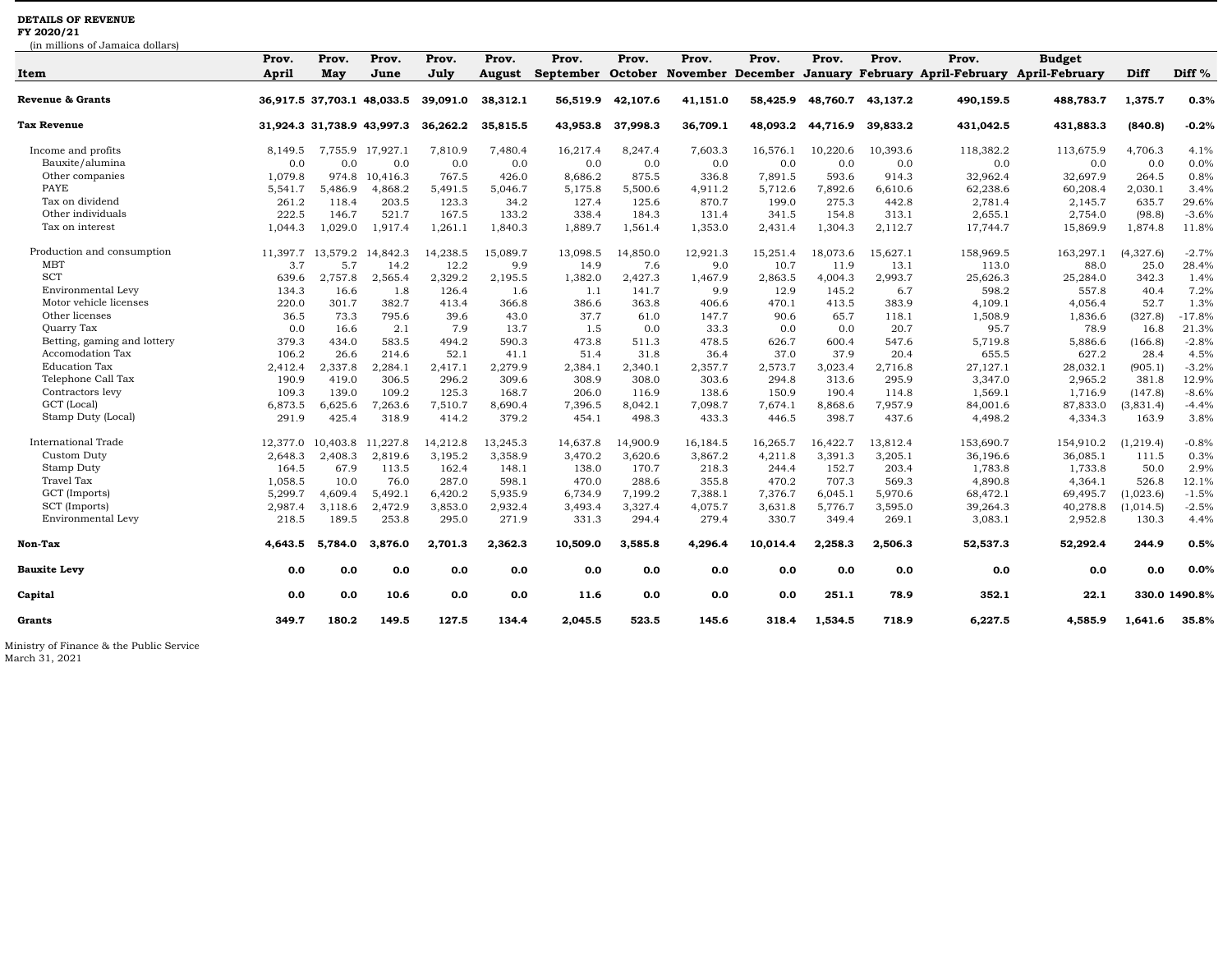**DETAILS OF REVENUE**
**FY 2020/21**
(in millions of Jamaica dollars)

| Item | Prov. April | Prov. May | Prov. June | Prov. July | Prov. August | Prov. September | Prov. October | Prov. November | Prov. December | Prov. January | Prov. February | Prov. April-February | Budget April-February | Diff | Diff % |
|---|---|---|---|---|---|---|---|---|---|---|---|---|---|---|---|
| **Revenue & Grants** | **36,917.5** | **37,703.1** | **48,033.5** | **39,091.0** | **38,312.1** | **56,519.9** | **42,107.6** | **41,151.0** | **58,425.9** | **48,760.7** | **43,137.2** | **490,159.5** | **488,783.7** | **1,375.7** | **0.3%** |
| **Tax Revenue** | **31,924.3** | **31,738.9** | **43,997.3** | **36,262.2** | **35,815.5** | **43,953.8** | **37,998.3** | **36,709.1** | **48,093.2** | **44,716.9** | **39,833.2** | **431,042.5** | **431,883.3** | **(840.8)** | **-0.2%** |
| Income and profits | 8,149.5 | 7,755.9 | 17,927.1 | 7,810.9 | 7,480.4 | 16,217.4 | 8,247.4 | 7,603.3 | 16,576.1 | 10,220.6 | 10,393.6 | 118,382.2 | 113,675.9 | 4,706.3 | 4.1% |
| Bauxite/alumina | 0.0 | 0.0 | 0.0 | 0.0 | 0.0 | 0.0 | 0.0 | 0.0 | 0.0 | 0.0 | 0.0 | 0.0 | 0.0 | 0.0 | 0.0% |
| Other companies | 1,079.8 | 974.8 | 10,416.3 | 767.5 | 426.0 | 8,686.2 | 875.5 | 336.8 | 7,891.5 | 593.6 | 914.3 | 32,962.4 | 32,697.9 | 264.5 | 0.8% |
| PAYE | 5,541.7 | 5,486.9 | 4,868.2 | 5,491.5 | 5,046.7 | 5,175.8 | 5,500.6 | 4,911.2 | 5,712.6 | 7,892.6 | 6,610.6 | 62,238.6 | 60,208.4 | 2,030.1 | 3.4% |
| Tax on dividend | 261.2 | 118.4 | 203.5 | 123.3 | 34.2 | 127.4 | 125.6 | 870.7 | 199.0 | 275.3 | 442.8 | 2,781.4 | 2,145.7 | 635.7 | 29.6% |
| Other individuals | 222.5 | 146.7 | 521.7 | 167.5 | 133.2 | 338.4 | 184.3 | 131.4 | 341.5 | 154.8 | 313.1 | 2,655.1 | 2,754.0 | (98.8) | -3.6% |
| Tax on interest | 1,044.3 | 1,029.0 | 1,917.4 | 1,261.1 | 1,840.3 | 1,889.7 | 1,561.4 | 1,353.0 | 2,431.4 | 1,304.3 | 2,112.7 | 17,744.7 | 15,869.9 | 1,874.8 | 11.8% |
| Production and consumption | 11,397.7 | 13,579.2 | 14,842.3 | 14,238.5 | 15,089.7 | 13,098.5 | 14,850.0 | 12,921.3 | 15,251.4 | 18,073.6 | 15,627.1 | 158,969.5 | 163,297.1 | (4,327.6) | -2.7% |
| MBT | 3.7 | 5.7 | 14.2 | 12.2 | 9.9 | 14.9 | 7.6 | 9.0 | 10.7 | 11.9 | 13.1 | 113.0 | 88.0 | 25.0 | 28.4% |
| SCT | 639.6 | 2,757.8 | 2,565.4 | 2,329.2 | 2,195.5 | 1,382.0 | 2,427.3 | 1,467.9 | 2,863.5 | 4,004.3 | 2,993.7 | 25,626.3 | 25,284.0 | 342.3 | 1.4% |
| Environmental Levy | 134.3 | 16.6 | 1.8 | 126.4 | 1.6 | 1.1 | 141.7 | 9.9 | 12.9 | 145.2 | 6.7 | 598.2 | 557.8 | 40.4 | 7.2% |
| Motor vehicle licenses | 220.0 | 301.7 | 382.7 | 413.4 | 366.8 | 386.6 | 363.8 | 406.6 | 470.1 | 413.5 | 383.9 | 4,109.1 | 4,056.4 | 52.7 | 1.3% |
| Other licenses | 36.5 | 73.3 | 795.6 | 39.6 | 43.0 | 37.7 | 61.0 | 147.7 | 90.6 | 65.7 | 118.1 | 1,508.9 | 1,836.6 | (327.8) | -17.8% |
| Quarry Tax | 0.0 | 16.6 | 2.1 | 7.9 | 13.7 | 1.5 | 0.0 | 33.3 | 0.0 | 0.0 | 20.7 | 95.7 | 78.9 | 16.8 | 21.3% |
| Betting, gaming and lottery | 379.3 | 434.0 | 583.5 | 494.2 | 590.3 | 473.8 | 511.3 | 478.5 | 626.7 | 600.4 | 547.6 | 5,719.8 | 5,886.6 | (166.8) | -2.8% |
| Accomodation Tax | 106.2 | 26.6 | 214.6 | 52.1 | 41.1 | 51.4 | 31.8 | 36.4 | 37.0 | 37.9 | 20.4 | 655.5 | 627.2 | 28.4 | 4.5% |
| Education Tax | 2,412.4 | 2,337.8 | 2,284.1 | 2,417.1 | 2,279.9 | 2,384.1 | 2,340.1 | 2,357.7 | 2,573.7 | 3,023.4 | 2,716.8 | 27,127.1 | 28,032.1 | (905.1) | -3.2% |
| Telephone Call Tax | 190.9 | 419.0 | 306.5 | 296.2 | 309.6 | 308.9 | 308.0 | 303.6 | 294.8 | 313.6 | 295.9 | 3,347.0 | 2,965.2 | 381.8 | 12.9% |
| Contractors levy | 109.3 | 139.0 | 109.2 | 125.3 | 168.7 | 206.0 | 116.9 | 138.6 | 150.9 | 190.4 | 114.8 | 1,569.1 | 1,716.9 | (147.8) | -8.6% |
| GCT (Local) | 6,873.5 | 6,625.6 | 7,263.6 | 7,510.7 | 8,690.4 | 7,396.5 | 8,042.1 | 7,098.7 | 7,674.1 | 8,868.6 | 7,957.9 | 84,001.6 | 87,833.0 | (3,831.4) | -4.4% |
| Stamp Duty (Local) | 291.9 | 425.4 | 318.9 | 414.2 | 379.2 | 454.1 | 498.3 | 433.3 | 446.5 | 398.7 | 437.6 | 4,498.2 | 4,334.3 | 163.9 | 3.8% |
| International Trade | 12,377.0 | 10,403.8 | 11,227.8 | 14,212.8 | 13,245.3 | 14,637.8 | 14,900.9 | 16,184.5 | 16,265.7 | 16,422.7 | 13,812.4 | 153,690.7 | 154,910.2 | (1,219.4) | -0.8% |
| Custom Duty | 2,648.3 | 2,408.3 | 2,819.6 | 3,195.2 | 3,358.9 | 3,470.2 | 3,620.6 | 3,867.2 | 4,211.8 | 3,391.3 | 3,205.1 | 36,196.6 | 36,085.1 | 111.5 | 0.3% |
| Stamp Duty | 164.5 | 67.9 | 113.5 | 162.4 | 148.1 | 138.0 | 170.7 | 218.3 | 244.4 | 152.7 | 203.4 | 1,783.8 | 1,733.8 | 50.0 | 2.9% |
| Travel Tax | 1,058.5 | 10.0 | 76.0 | 287.0 | 598.1 | 470.0 | 288.6 | 355.8 | 470.2 | 707.3 | 569.3 | 4,890.8 | 4,364.1 | 526.8 | 12.1% |
| GCT (Imports) | 5,299.7 | 4,609.4 | 5,492.1 | 6,420.2 | 5,935.9 | 6,734.9 | 7,199.2 | 7,388.1 | 7,376.7 | 6,045.1 | 5,970.6 | 68,472.1 | 69,495.7 | (1,023.6) | -1.5% |
| SCT (Imports) | 2,987.4 | 3,118.6 | 2,472.9 | 3,853.0 | 2,932.4 | 3,493.4 | 3,327.4 | 4,075.7 | 3,631.8 | 5,776.7 | 3,595.0 | 39,264.3 | 40,278.8 | (1,014.5) | -2.5% |
| Environmental Levy | 218.5 | 189.5 | 253.8 | 295.0 | 271.9 | 331.3 | 294.4 | 279.4 | 330.7 | 349.4 | 269.1 | 3,083.1 | 2,952.8 | 130.3 | 4.4% |
| **Non-Tax** | **4,643.5** | **5,784.0** | **3,876.0** | **2,701.3** | **2,362.3** | **10,509.0** | **3,585.8** | **4,296.4** | **10,014.4** | **2,258.3** | **2,506.3** | **52,537.3** | **52,292.4** | **244.9** | **0.5%** |
| **Bauxite Levy** | **0.0** | **0.0** | **0.0** | **0.0** | **0.0** | **0.0** | **0.0** | **0.0** | **0.0** | **0.0** | **0.0** | **0.0** | **0.0** | **0.0** | **0.0%** |
| **Capital** | **0.0** | **0.0** | **10.6** | **0.0** | **0.0** | **11.6** | **0.0** | **0.0** | **0.0** | **251.1** | **78.9** | **352.1** | **22.1** | **330.0** | **1490.8%** |
| **Grants** | **349.7** | **180.2** | **149.5** | **127.5** | **134.4** | **2,045.5** | **523.5** | **145.6** | **318.4** | **1,534.5** | **718.9** | **6,227.5** | **4,585.9** | **1,641.6** | **35.8%** |

Ministry of Finance & the Public Service
March 31, 2021